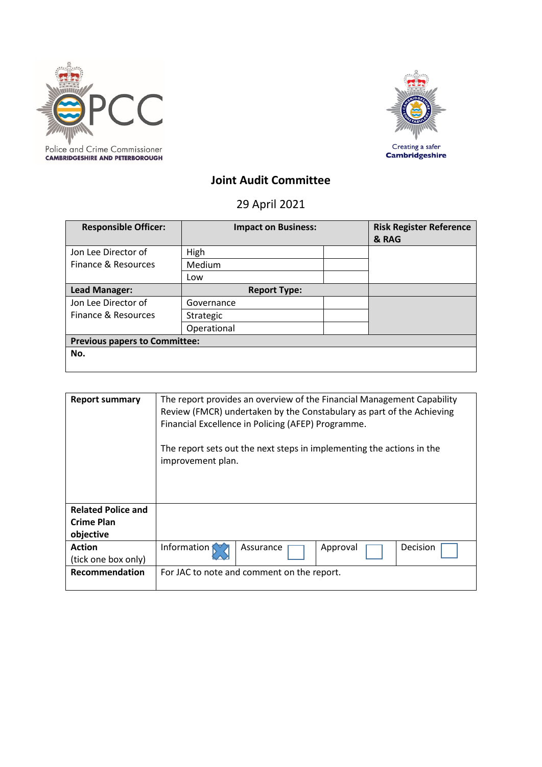Police and Crime Commissioner
CAMBRIDGESHIRE AND PETERBOROUGH

Creating a safer Cambridgeshire

# Joint Audit Committee

29 April 2021

| Responsible Officer: | Impact on Business: | | Risk Register Reference & RAG |
|---|---|---|---|
| Jon Lee Director of Finance & Resources | High | | |
| | Medium | | |
| | Low | | |
| **Lead Manager:** | **Report Type:** | | |
| Jon Lee Director of Finance & Resources | Governance | | |
| | Strategic | | |
| | Operational | | |
| **Previous papers to Committee:** | | | |
| **No.** | | | |

| | |
|---|---|
| **Report summary** | The report provides an overview of the Financial Management Capability Review (FMCR) undertaken by the Constabulary as part of the Achieving Financial Excellence in Policing (AFEP) Programme.<br><br>The report sets out the next steps in implementing the actions in the improvement plan. |
| **Related Police and Crime Plan objective** | |
| **Action** (tick one box only) | Information ☒ Assurance ☐ Approval ☐ Decision ☐ |
| **Recommendation** | For JAC to note and comment on the report. |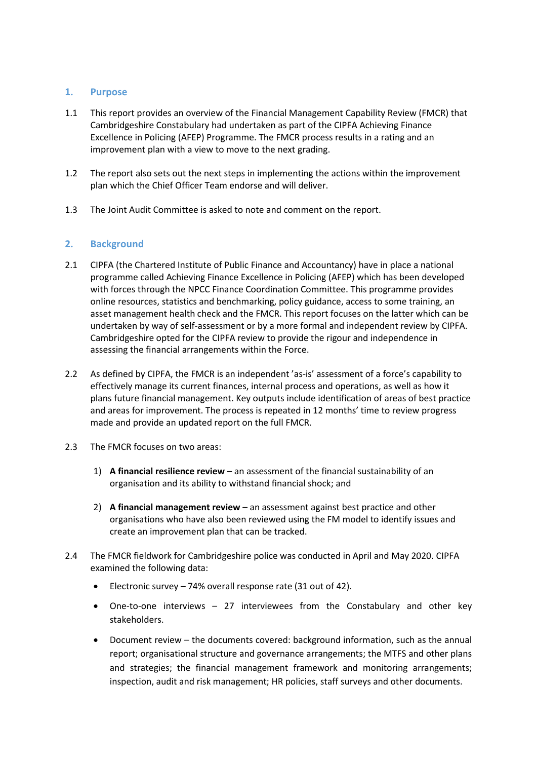## 1. Purpose

1.1 This report provides an overview of the Financial Management Capability Review (FMCR) that Cambridgeshire Constabulary had undertaken as part of the CIPFA Achieving Finance Excellence in Policing (AFEP) Programme. The FMCR process results in a rating and an improvement plan with a view to move to the next grading.

1.2 The report also sets out the next steps in implementing the actions within the improvement plan which the Chief Officer Team endorse and will deliver.

1.3 The Joint Audit Committee is asked to note and comment on the report.

## 2. Background

2.1 CIPFA (the Chartered Institute of Public Finance and Accountancy) have in place a national programme called Achieving Finance Excellence in Policing (AFEP) which has been developed with forces through the NPCC Finance Coordination Committee. This programme provides online resources, statistics and benchmarking, policy guidance, access to some training, an asset management health check and the FMCR. This report focuses on the latter which can be undertaken by way of self-assessment or by a more formal and independent review by CIPFA. Cambridgeshire opted for the CIPFA review to provide the rigour and independence in assessing the financial arrangements within the Force.

2.2 As defined by CIPFA, the FMCR is an independent 'as-is' assessment of a force's capability to effectively manage its current finances, internal process and operations, as well as how it plans future financial management. Key outputs include identification of areas of best practice and areas for improvement. The process is repeated in 12 months' time to review progress made and provide an updated report on the full FMCR.

2.3 The FMCR focuses on two areas:

1) **A financial resilience review** – an assessment of the financial sustainability of an organisation and its ability to withstand financial shock; and

2) **A financial management review** – an assessment against best practice and other organisations who have also been reviewed using the FM model to identify issues and create an improvement plan that can be tracked.

2.4 The FMCR fieldwork for Cambridgeshire police was conducted in April and May 2020. CIPFA examined the following data:

- Electronic survey – 74% overall response rate (31 out of 42).
- One-to-one interviews – 27 interviewees from the Constabulary and other key stakeholders.
- Document review – the documents covered: background information, such as the annual report; organisational structure and governance arrangements; the MTFS and other plans and strategies; the financial management framework and monitoring arrangements; inspection, audit and risk management; HR policies, staff surveys and other documents.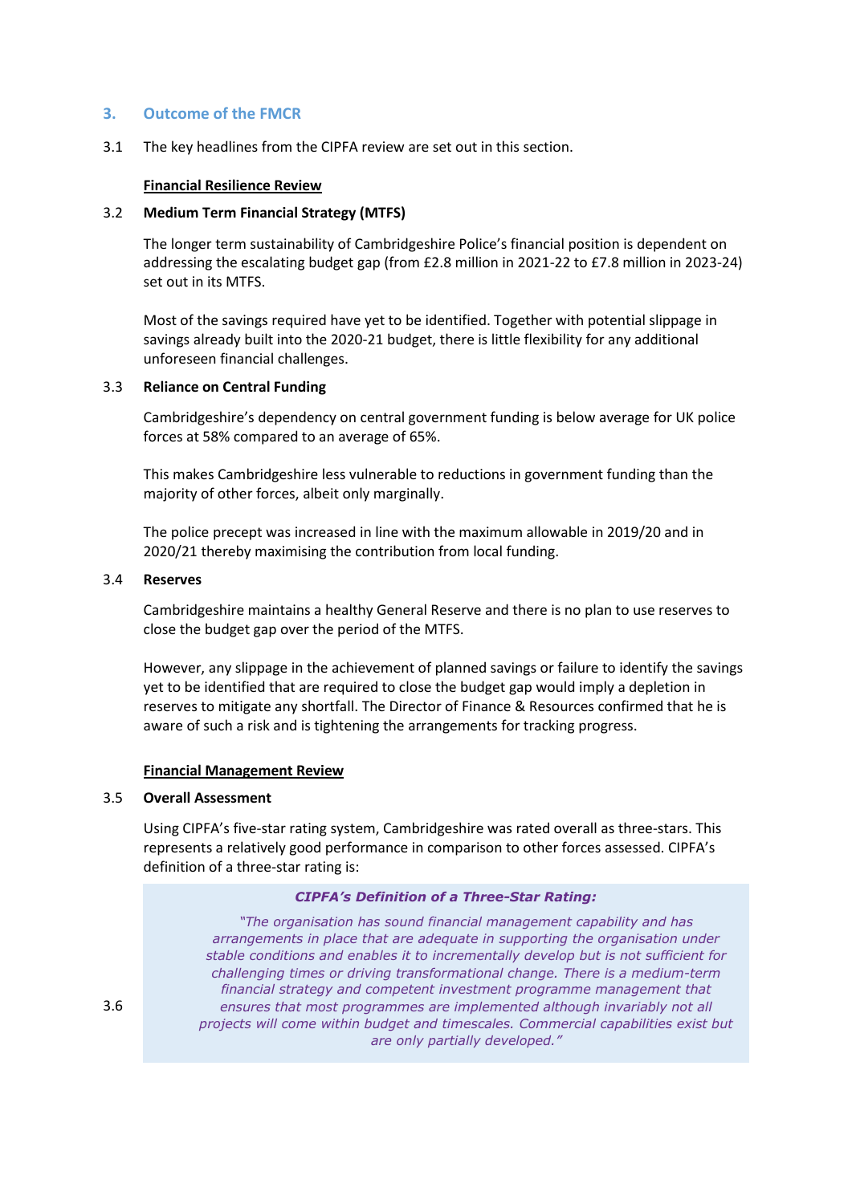## 3. Outcome of the FMCR

3.1 The key headlines from the CIPFA review are set out in this section.

**Financial Resilience Review**

3.2 **Medium Term Financial Strategy (MTFS)**

The longer term sustainability of Cambridgeshire Police's financial position is dependent on addressing the escalating budget gap (from £2.8 million in 2021-22 to £7.8 million in 2023-24) set out in its MTFS.

Most of the savings required have yet to be identified. Together with potential slippage in savings already built into the 2020-21 budget, there is little flexibility for any additional unforeseen financial challenges.

3.3 **Reliance on Central Funding**

Cambridgeshire's dependency on central government funding is below average for UK police forces at 58% compared to an average of 65%.

This makes Cambridgeshire less vulnerable to reductions in government funding than the majority of other forces, albeit only marginally.

The police precept was increased in line with the maximum allowable in 2019/20 and in 2020/21 thereby maximising the contribution from local funding.

3.4 **Reserves**

Cambridgeshire maintains a healthy General Reserve and there is no plan to use reserves to close the budget gap over the period of the MTFS.

However, any slippage in the achievement of planned savings or failure to identify the savings yet to be identified that are required to close the budget gap would imply a depletion in reserves to mitigate any shortfall. The Director of Finance & Resources confirmed that he is aware of such a risk and is tightening the arrangements for tracking progress.

**Financial Management Review**

3.5 **Overall Assessment**

Using CIPFA's five-star rating system, Cambridgeshire was rated overall as three-stars. This represents a relatively good performance in comparison to other forces assessed. CIPFA's definition of a three-star rating is:

3.6

> ***CIPFA's Definition of a Three-Star Rating:***
>
> *"The organisation has sound financial management capability and has arrangements in place that are adequate in supporting the organisation under stable conditions and enables it to incrementally develop but is not sufficient for challenging times or driving transformational change. There is a medium-term financial strategy and competent investment programme management that ensures that most programmes are implemented although invariably not all projects will come within budget and timescales. Commercial capabilities exist but are only partially developed."*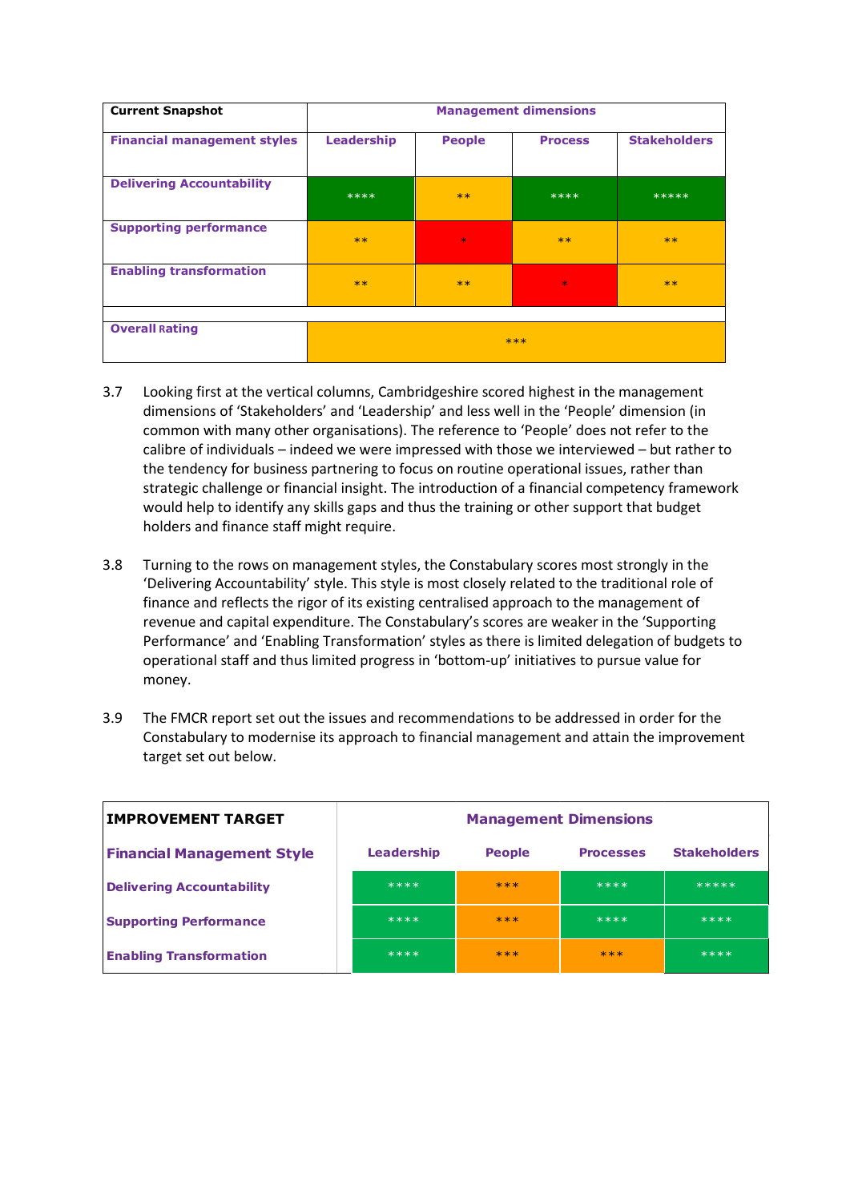| Current Snapshot | Management dimensions | | | |
|---|---|---|---|---|
| **Financial management styles** | **Leadership** | **People** | **Process** | **Stakeholders** |
| **Delivering Accountability** | **** | ** | **** | ***** |
| **Supporting performance** | ** | * | ** | ** |
| **Enabling transformation** | ** | ** | * | ** |
| **Overall Rating** | *** | | | |

3.7 Looking first at the vertical columns, Cambridgeshire scored highest in the management dimensions of 'Stakeholders' and 'Leadership' and less well in the 'People' dimension (in common with many other organisations). The reference to 'People' does not refer to the calibre of individuals – indeed we were impressed with those we interviewed – but rather to the tendency for business partnering to focus on routine operational issues, rather than strategic challenge or financial insight. The introduction of a financial competency framework would help to identify any skills gaps and thus the training or other support that budget holders and finance staff might require.

3.8 Turning to the rows on management styles, the Constabulary scores most strongly in the 'Delivering Accountability' style. This style is most closely related to the traditional role of finance and reflects the rigor of its existing centralised approach to the management of revenue and capital expenditure. The Constabulary's scores are weaker in the 'Supporting Performance' and 'Enabling Transformation' styles as there is limited delegation of budgets to operational staff and thus limited progress in 'bottom-up' initiatives to pursue value for money.

3.9 The FMCR report set out the issues and recommendations to be addressed in order for the Constabulary to modernise its approach to financial management and attain the improvement target set out below.

| IMPROVEMENT TARGET | Management Dimensions | | | |
|---|---|---|---|---|
| **Financial Management Style** | **Leadership** | **People** | **Processes** | **Stakeholders** |
| **Delivering Accountability** | **** | *** | **** | ***** |
| **Supporting Performance** | **** | *** | **** | **** |
| **Enabling Transformation** | **** | *** | *** | **** |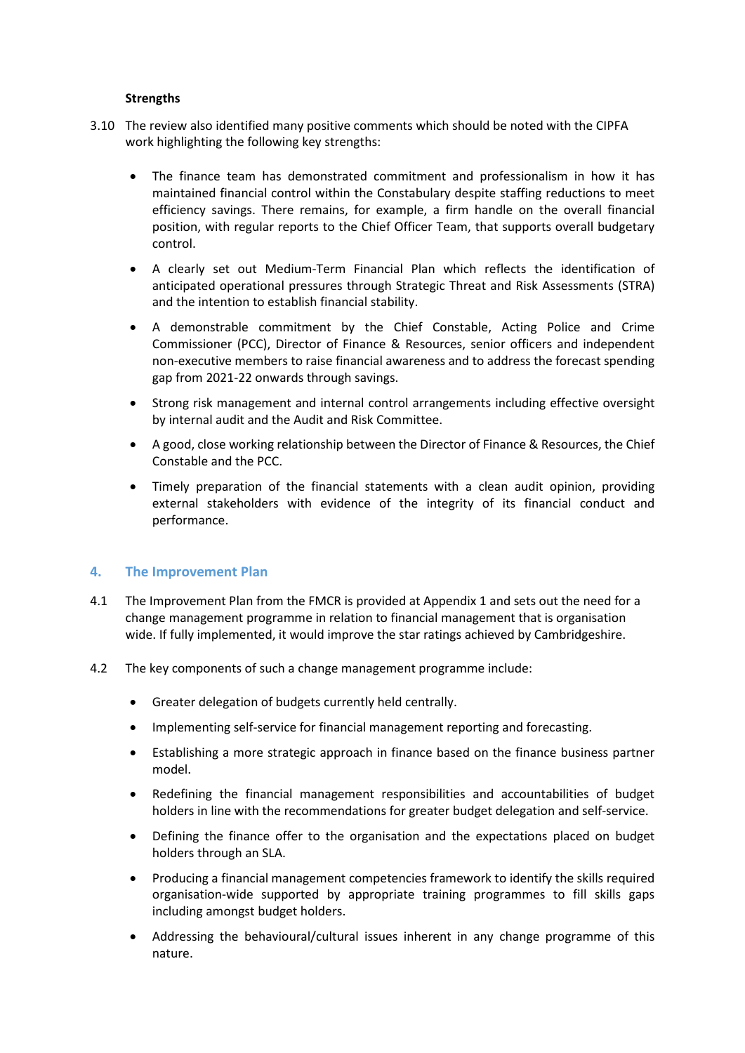**Strengths**

3.10 The review also identified many positive comments which should be noted with the CIPFA work highlighting the following key strengths:

- The finance team has demonstrated commitment and professionalism in how it has maintained financial control within the Constabulary despite staffing reductions to meet efficiency savings. There remains, for example, a firm handle on the overall financial position, with regular reports to the Chief Officer Team, that supports overall budgetary control.
- A clearly set out Medium-Term Financial Plan which reflects the identification of anticipated operational pressures through Strategic Threat and Risk Assessments (STRA) and the intention to establish financial stability.
- A demonstrable commitment by the Chief Constable, Acting Police and Crime Commissioner (PCC), Director of Finance & Resources, senior officers and independent non-executive members to raise financial awareness and to address the forecast spending gap from 2021-22 onwards through savings.
- Strong risk management and internal control arrangements including effective oversight by internal audit and the Audit and Risk Committee.
- A good, close working relationship between the Director of Finance & Resources, the Chief Constable and the PCC.
- Timely preparation of the financial statements with a clean audit opinion, providing external stakeholders with evidence of the integrity of its financial conduct and performance.

## 4. The Improvement Plan

4.1 The Improvement Plan from the FMCR is provided at Appendix 1 and sets out the need for a change management programme in relation to financial management that is organisation wide. If fully implemented, it would improve the star ratings achieved by Cambridgeshire.

4.2 The key components of such a change management programme include:

- Greater delegation of budgets currently held centrally.
- Implementing self-service for financial management reporting and forecasting.
- Establishing a more strategic approach in finance based on the finance business partner model.
- Redefining the financial management responsibilities and accountabilities of budget holders in line with the recommendations for greater budget delegation and self-service.
- Defining the finance offer to the organisation and the expectations placed on budget holders through an SLA.
- Producing a financial management competencies framework to identify the skills required organisation-wide supported by appropriate training programmes to fill skills gaps including amongst budget holders.
- Addressing the behavioural/cultural issues inherent in any change programme of this nature.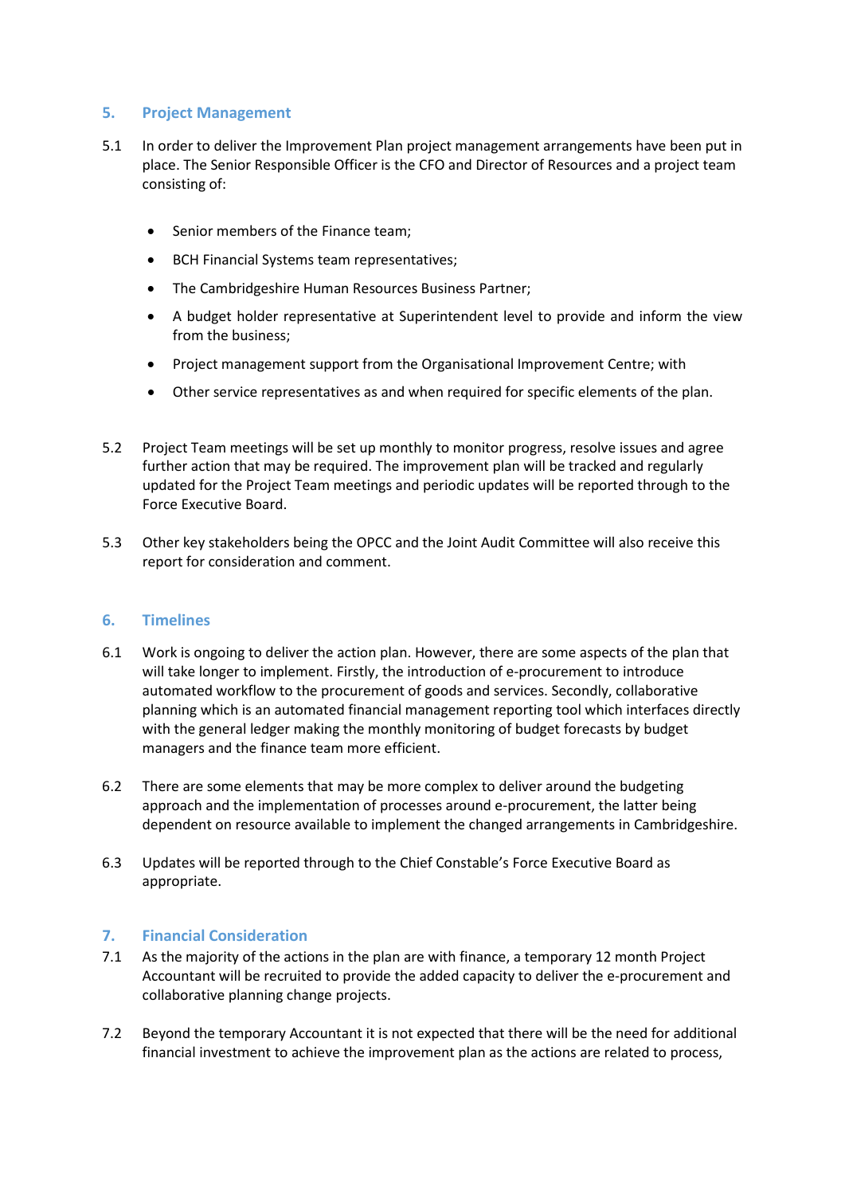## 5. Project Management

5.1 In order to deliver the Improvement Plan project management arrangements have been put in place. The Senior Responsible Officer is the CFO and Director of Resources and a project team consisting of:

- Senior members of the Finance team;
- BCH Financial Systems team representatives;
- The Cambridgeshire Human Resources Business Partner;
- A budget holder representative at Superintendent level to provide and inform the view from the business;
- Project management support from the Organisational Improvement Centre; with
- Other service representatives as and when required for specific elements of the plan.

5.2 Project Team meetings will be set up monthly to monitor progress, resolve issues and agree further action that may be required. The improvement plan will be tracked and regularly updated for the Project Team meetings and periodic updates will be reported through to the Force Executive Board.

5.3 Other key stakeholders being the OPCC and the Joint Audit Committee will also receive this report for consideration and comment.

## 6. Timelines

6.1 Work is ongoing to deliver the action plan. However, there are some aspects of the plan that will take longer to implement. Firstly, the introduction of e-procurement to introduce automated workflow to the procurement of goods and services. Secondly, collaborative planning which is an automated financial management reporting tool which interfaces directly with the general ledger making the monthly monitoring of budget forecasts by budget managers and the finance team more efficient.

6.2 There are some elements that may be more complex to deliver around the budgeting approach and the implementation of processes around e-procurement, the latter being dependent on resource available to implement the changed arrangements in Cambridgeshire.

6.3 Updates will be reported through to the Chief Constable's Force Executive Board as appropriate.

## 7. Financial Consideration

7.1 As the majority of the actions in the plan are with finance, a temporary 12 month Project Accountant will be recruited to provide the added capacity to deliver the e-procurement and collaborative planning change projects.

7.2 Beyond the temporary Accountant it is not expected that there will be the need for additional financial investment to achieve the improvement plan as the actions are related to process,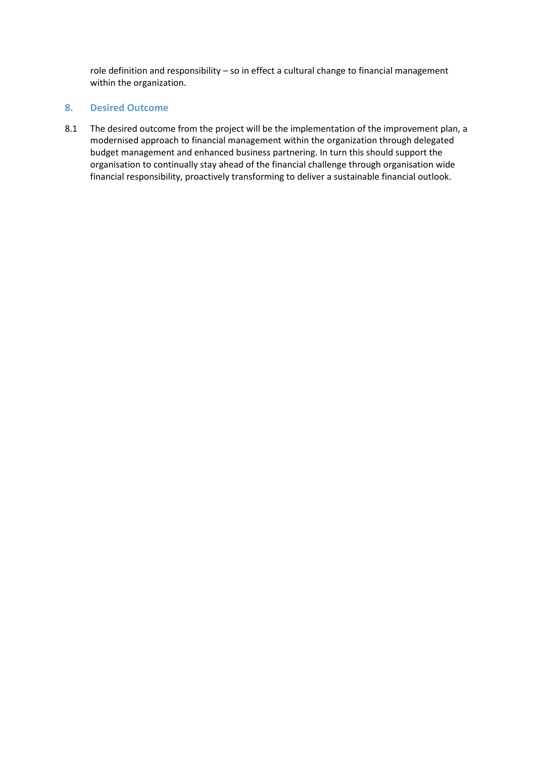role definition and responsibility – so in effect a cultural change to financial management within the organization.

## 8. Desired Outcome

8.1 The desired outcome from the project will be the implementation of the improvement plan, a modernised approach to financial management within the organization through delegated budget management and enhanced business partnering. In turn this should support the organisation to continually stay ahead of the financial challenge through organisation wide financial responsibility, proactively transforming to deliver a sustainable financial outlook.